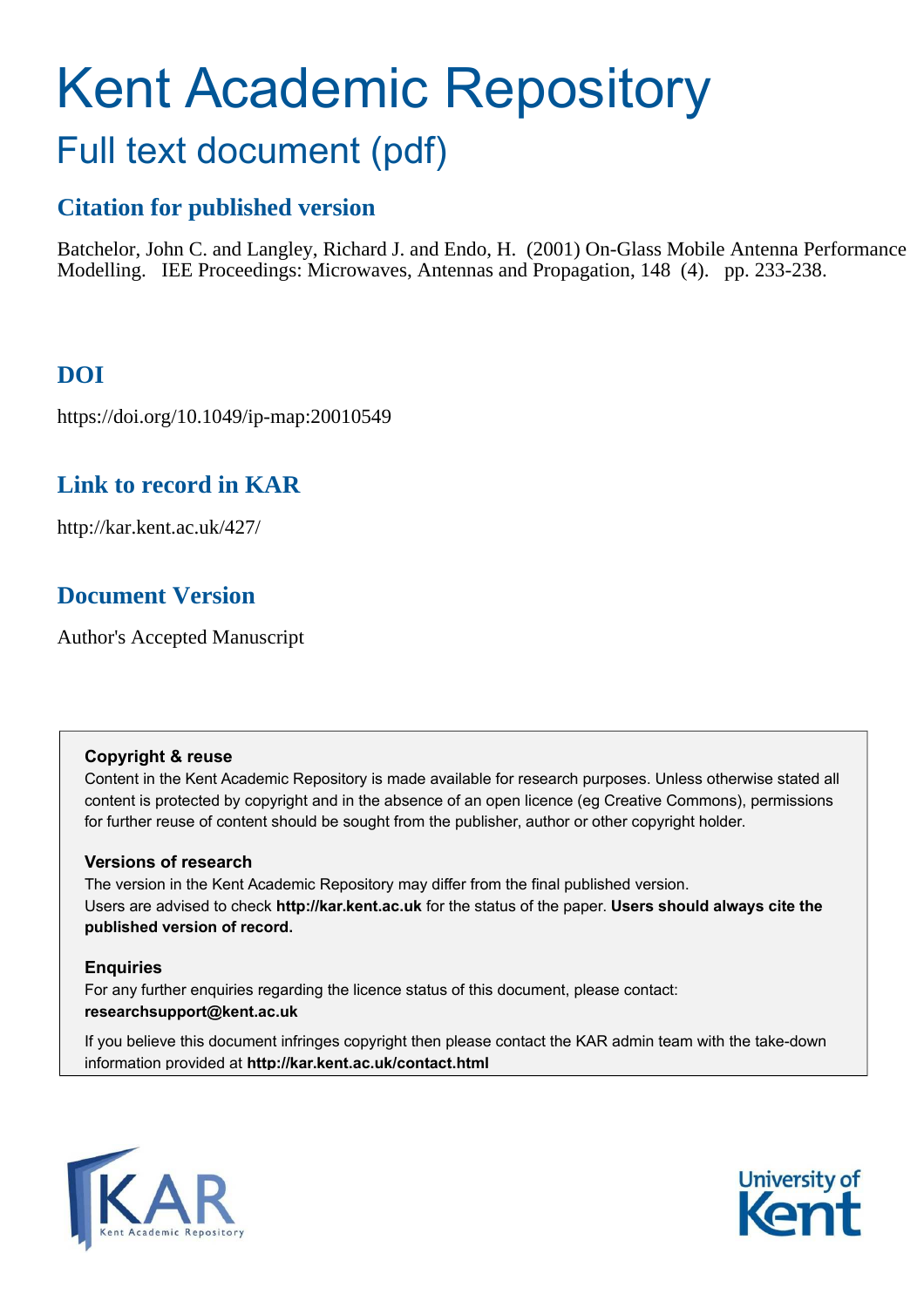# Kent Academic Repository

## Full text document (pdf)

### Citation for published version

Batchelor, John C. and Langley, Richard J. and Endo, H. (2001) On-Glass Mobile Antenna Performance Modelling. IEE Proceedings: Microwaves, Antennas and Propagation, 148 (4). pp. 233-238.

### DOI

https://doi.org/10.1049/ip-map:20010549

### Link to record in KAR

http://kar.kent.ac.uk/427/

### Document Version

Author's Accepted Manuscript

**Copyright & reuse**

Content in the Kent Academic Repository is made available for research purposes. Unless otherwise stated all content is protected by copyright and in the absence of an open licence (eg Creative Commons), permissions for further reuse of content should be sought from the publisher, author or other copyright holder.

**Versions of research**

The version in the Kent Academic Repository may differ from the final published version.
Users are advised to check **http://kar.kent.ac.uk** for the status of the paper. **Users should always cite the published version of record.**

**Enquiries**

For any further enquiries regarding the licence status of this document, please contact:
**researchsupport@kent.ac.uk**

If you believe this document infringes copyright then please contact the KAR admin team with the take-down information provided at **http://kar.kent.ac.uk/contact.html**

KAR Kent Academic Repository

University of Kent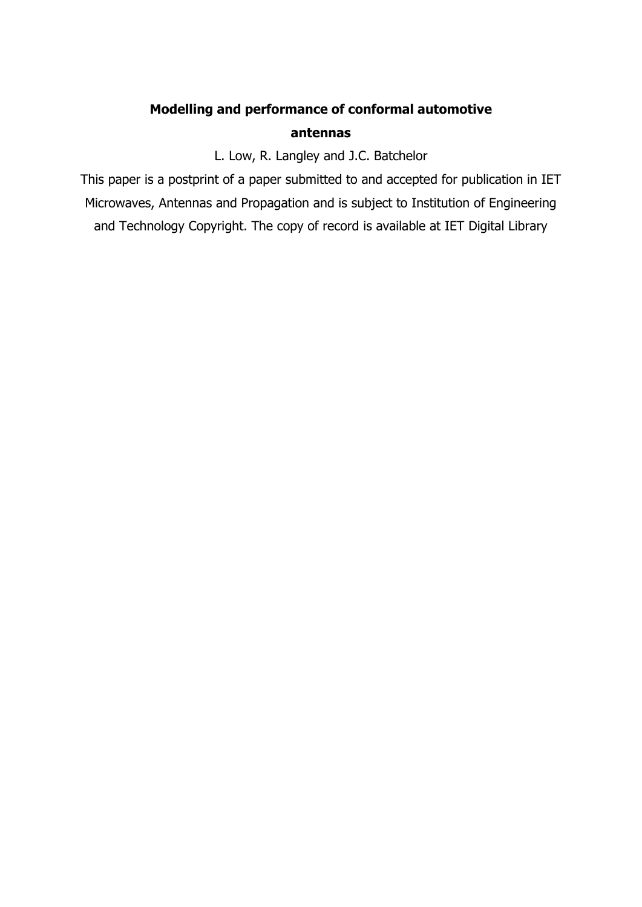# Modelling and performance of conformal automotive antennas

L. Low, R. Langley and J.C. Batchelor

This paper is a postprint of a paper submitted to and accepted for publication in IET Microwaves, Antennas and Propagation and is subject to Institution of Engineering and Technology Copyright. The copy of record is available at IET Digital Library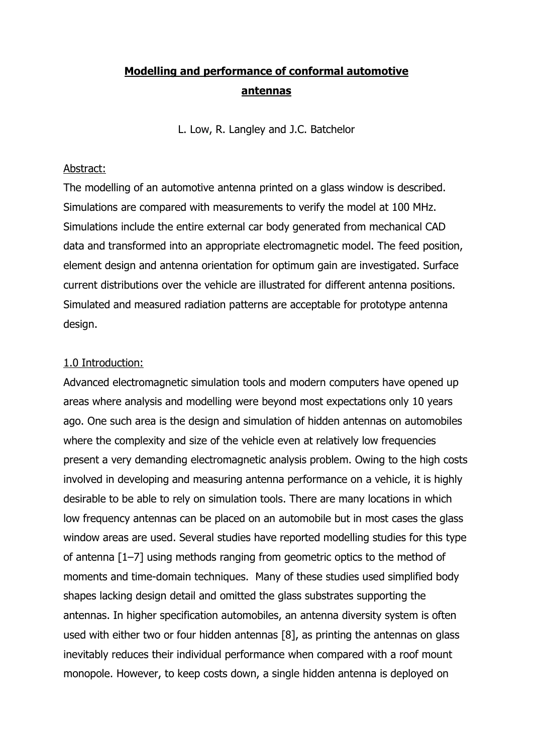# Modelling and performance of conformal automotive antennas

L. Low, R. Langley and J.C. Batchelor

## Abstract:

The modelling of an automotive antenna printed on a glass window is described. Simulations are compared with measurements to verify the model at 100 MHz. Simulations include the entire external car body generated from mechanical CAD data and transformed into an appropriate electromagnetic model. The feed position, element design and antenna orientation for optimum gain are investigated. Surface current distributions over the vehicle are illustrated for different antenna positions. Simulated and measured radiation patterns are acceptable for prototype antenna design.

## 1.0 Introduction:

Advanced electromagnetic simulation tools and modern computers have opened up areas where analysis and modelling were beyond most expectations only 10 years ago. One such area is the design and simulation of hidden antennas on automobiles where the complexity and size of the vehicle even at relatively low frequencies present a very demanding electromagnetic analysis problem. Owing to the high costs involved in developing and measuring antenna performance on a vehicle, it is highly desirable to be able to rely on simulation tools. There are many locations in which low frequency antennas can be placed on an automobile but in most cases the glass window areas are used. Several studies have reported modelling studies for this type of antenna [1–7] using methods ranging from geometric optics to the method of moments and time-domain techniques. Many of these studies used simplified body shapes lacking design detail and omitted the glass substrates supporting the antennas. In higher specification automobiles, an antenna diversity system is often used with either two or four hidden antennas [8], as printing the antennas on glass inevitably reduces their individual performance when compared with a roof mount monopole. However, to keep costs down, a single hidden antenna is deployed on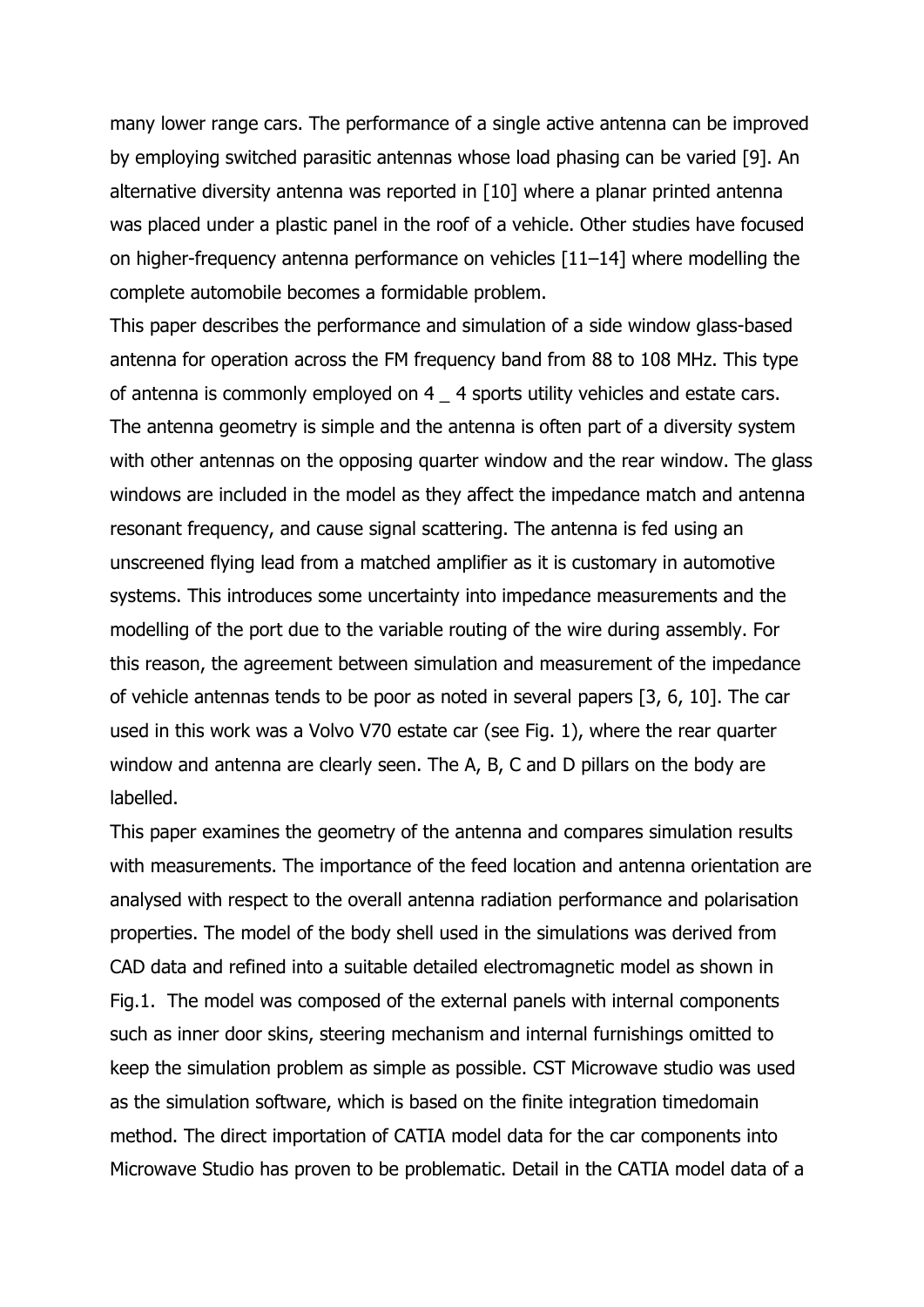many lower range cars. The performance of a single active antenna can be improved by employing switched parasitic antennas whose load phasing can be varied [9]. An alternative diversity antenna was reported in [10] where a planar printed antenna was placed under a plastic panel in the roof of a vehicle. Other studies have focused on higher-frequency antenna performance on vehicles [11–14] where modelling the complete automobile becomes a formidable problem.

This paper describes the performance and simulation of a side window glass-based antenna for operation across the FM frequency band from 88 to 108 MHz. This type of antenna is commonly employed on 4 _ 4 sports utility vehicles and estate cars. The antenna geometry is simple and the antenna is often part of a diversity system with other antennas on the opposing quarter window and the rear window. The glass windows are included in the model as they affect the impedance match and antenna resonant frequency, and cause signal scattering. The antenna is fed using an unscreened flying lead from a matched amplifier as it is customary in automotive systems. This introduces some uncertainty into impedance measurements and the modelling of the port due to the variable routing of the wire during assembly. For this reason, the agreement between simulation and measurement of the impedance of vehicle antennas tends to be poor as noted in several papers [3, 6, 10]. The car used in this work was a Volvo V70 estate car (see Fig. 1), where the rear quarter window and antenna are clearly seen. The A, B, C and D pillars on the body are labelled.

This paper examines the geometry of the antenna and compares simulation results with measurements. The importance of the feed location and antenna orientation are analysed with respect to the overall antenna radiation performance and polarisation properties. The model of the body shell used in the simulations was derived from CAD data and refined into a suitable detailed electromagnetic model as shown in Fig.1. The model was composed of the external panels with internal components such as inner door skins, steering mechanism and internal furnishings omitted to keep the simulation problem as simple as possible. CST Microwave studio was used as the simulation software, which is based on the finite integration timedomain method. The direct importation of CATIA model data for the car components into Microwave Studio has proven to be problematic. Detail in the CATIA model data of a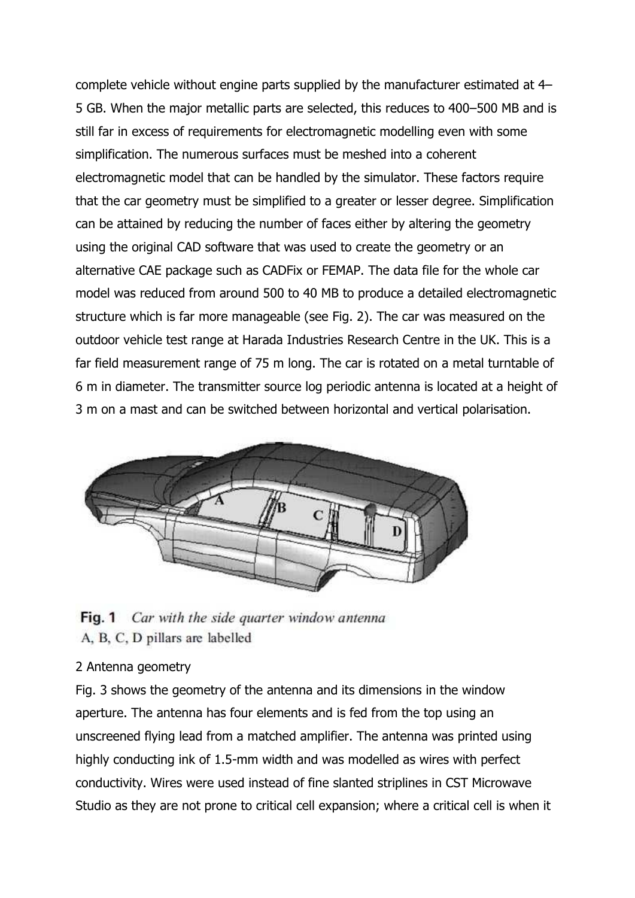complete vehicle without engine parts supplied by the manufacturer estimated at 4–5 GB. When the major metallic parts are selected, this reduces to 400–500 MB and is still far in excess of requirements for electromagnetic modelling even with some simplification. The numerous surfaces must be meshed into a coherent electromagnetic model that can be handled by the simulator. These factors require that the car geometry must be simplified to a greater or lesser degree. Simplification can be attained by reducing the number of faces either by altering the geometry using the original CAD software that was used to create the geometry or an alternative CAE package such as CADFix or FEMAP. The data file for the whole car model was reduced from around 500 to 40 MB to produce a detailed electromagnetic structure which is far more manageable (see Fig. 2). The car was measured on the outdoor vehicle test range at Harada Industries Research Centre in the UK. This is a far field measurement range of 75 m long. The car is rotated on a metal turntable of 6 m in diameter. The transmitter source log periodic antenna is located at a height of 3 m on a mast and can be switched between horizontal and vertical polarisation.

A

B

C

D

**Fig. 1** *Car with the side quarter window antenna*
A, B, C, D pillars are labelled

## 2 Antenna geometry

Fig. 3 shows the geometry of the antenna and its dimensions in the window aperture. The antenna has four elements and is fed from the top using an unscreened flying lead from a matched amplifier. The antenna was printed using highly conducting ink of 1.5-mm width and was modelled as wires with perfect conductivity. Wires were used instead of fine slanted striplines in CST Microwave Studio as they are not prone to critical cell expansion; where a critical cell is when it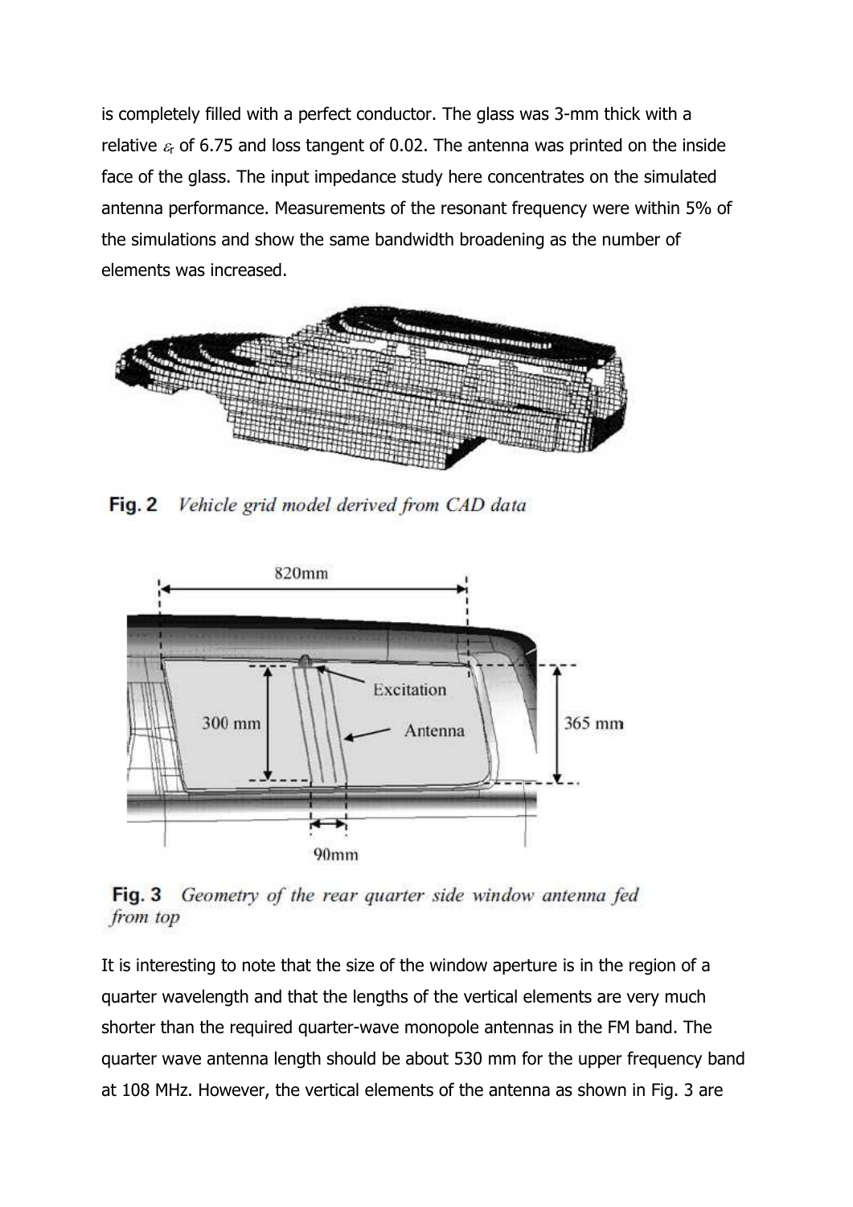is completely filled with a perfect conductor. The glass was 3-mm thick with a relative $\varepsilon_r$ of 6.75 and loss tangent of 0.02. The antenna was printed on the inside face of the glass. The input impedance study here concentrates on the simulated antenna performance. Measurements of the resonant frequency were within 5% of the simulations and show the same bandwidth broadening as the number of elements was increased.

**Fig. 2** *Vehicle grid model derived from CAD data*

820mm

Excitation

300 mm

Antenna

365 mm

90mm

**Fig. 3** *Geometry of the rear quarter side window antenna fed from top*

It is interesting to note that the size of the window aperture is in the region of a quarter wavelength and that the lengths of the vertical elements are very much shorter than the required quarter-wave monopole antennas in the FM band. The quarter wave antenna length should be about 530 mm for the upper frequency band at 108 MHz. However, the vertical elements of the antenna as shown in Fig. 3 are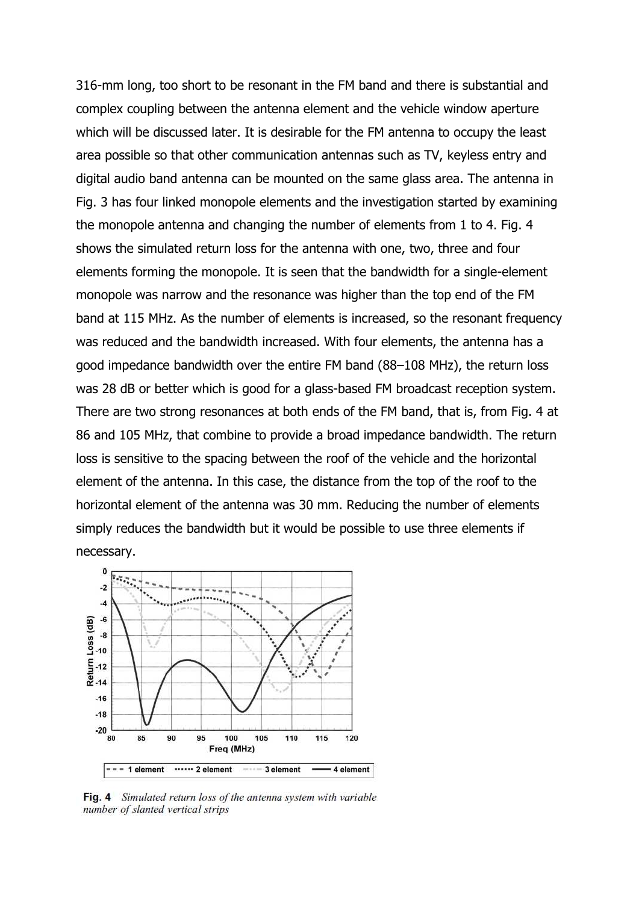316-mm long, too short to be resonant in the FM band and there is substantial and complex coupling between the antenna element and the vehicle window aperture which will be discussed later. It is desirable for the FM antenna to occupy the least area possible so that other communication antennas such as TV, keyless entry and digital audio band antenna can be mounted on the same glass area. The antenna in Fig. 3 has four linked monopole elements and the investigation started by examining the monopole antenna and changing the number of elements from 1 to 4. Fig. 4 shows the simulated return loss for the antenna with one, two, three and four elements forming the monopole. It is seen that the bandwidth for a single-element monopole was narrow and the resonance was higher than the top end of the FM band at 115 MHz. As the number of elements is increased, so the resonant frequency was reduced and the bandwidth increased. With four elements, the antenna has a good impedance bandwidth over the entire FM band (88–108 MHz), the return loss was 28 dB or better which is good for a glass-based FM broadcast reception system. There are two strong resonances at both ends of the FM band, that is, from Fig. 4 at 86 and 105 MHz, that combine to provide a broad impedance bandwidth. The return loss is sensitive to the spacing between the roof of the vehicle and the horizontal element of the antenna. In this case, the distance from the top of the roof to the horizontal element of the antenna was 30 mm. Reducing the number of elements simply reduces the bandwidth but it would be possible to use three elements if necessary.

Return Loss (dB)
0
-2
-4
-6
-8
-10
-12
-14
-16
-18
-20
80 85 90 95 100 105 110 115 120
Freq (MHz)

1 element
2 element
3 element
4 element

**Fig. 4** *Simulated return loss of the antenna system with variable number of slanted vertical strips*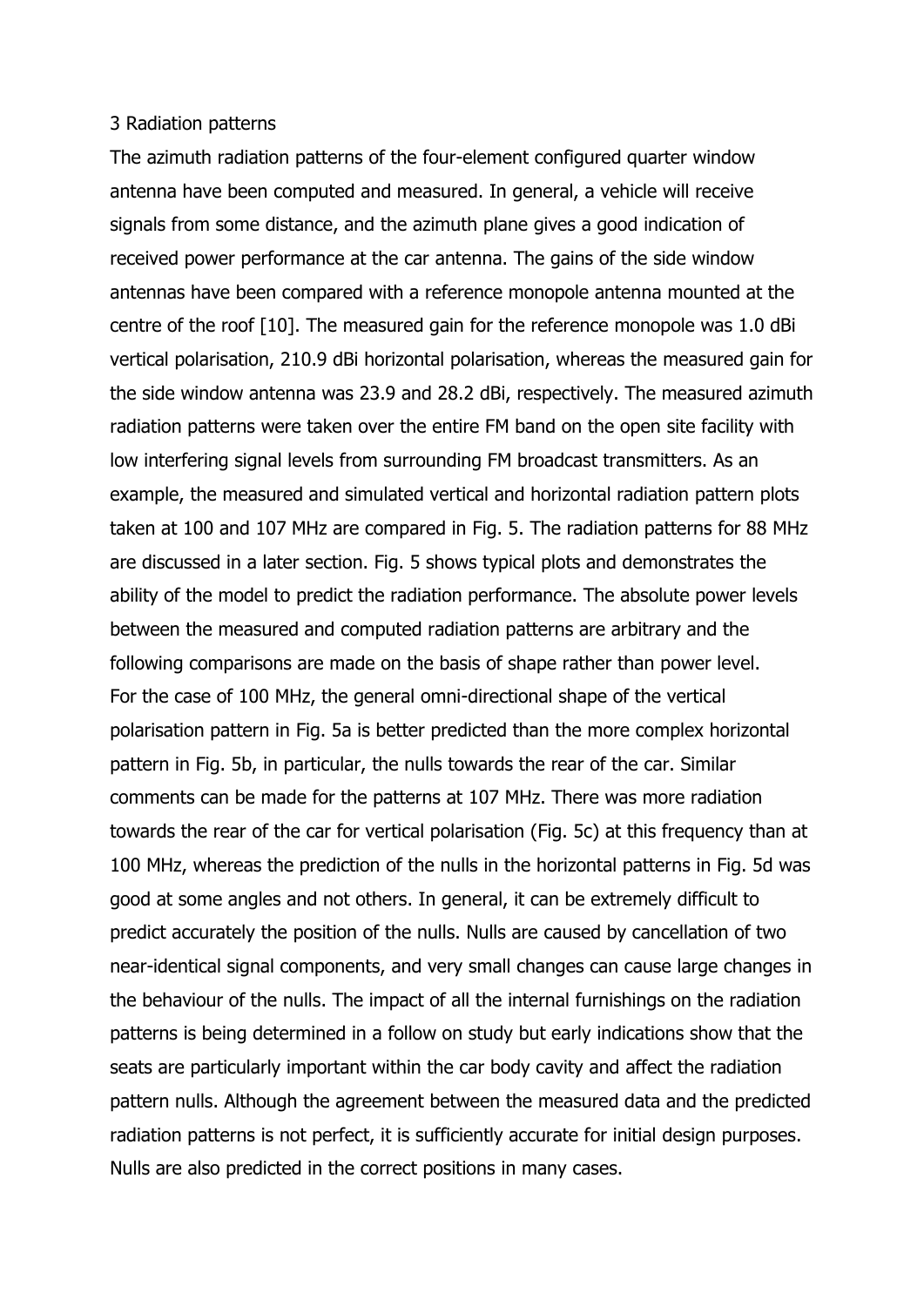## 3 Radiation patterns

The azimuth radiation patterns of the four-element configured quarter window antenna have been computed and measured. In general, a vehicle will receive signals from some distance, and the azimuth plane gives a good indication of received power performance at the car antenna. The gains of the side window antennas have been compared with a reference monopole antenna mounted at the centre of the roof [10]. The measured gain for the reference monopole was 1.0 dBi vertical polarisation, 210.9 dBi horizontal polarisation, whereas the measured gain for the side window antenna was 23.9 and 28.2 dBi, respectively. The measured azimuth radiation patterns were taken over the entire FM band on the open site facility with low interfering signal levels from surrounding FM broadcast transmitters. As an example, the measured and simulated vertical and horizontal radiation pattern plots taken at 100 and 107 MHz are compared in Fig. 5. The radiation patterns for 88 MHz are discussed in a later section. Fig. 5 shows typical plots and demonstrates the ability of the model to predict the radiation performance. The absolute power levels between the measured and computed radiation patterns are arbitrary and the following comparisons are made on the basis of shape rather than power level.

For the case of 100 MHz, the general omni-directional shape of the vertical polarisation pattern in Fig. 5a is better predicted than the more complex horizontal pattern in Fig. 5b, in particular, the nulls towards the rear of the car. Similar comments can be made for the patterns at 107 MHz. There was more radiation towards the rear of the car for vertical polarisation (Fig. 5c) at this frequency than at 100 MHz, whereas the prediction of the nulls in the horizontal patterns in Fig. 5d was good at some angles and not others. In general, it can be extremely difficult to predict accurately the position of the nulls. Nulls are caused by cancellation of two near-identical signal components, and very small changes can cause large changes in the behaviour of the nulls. The impact of all the internal furnishings on the radiation patterns is being determined in a follow on study but early indications show that the seats are particularly important within the car body cavity and affect the radiation pattern nulls. Although the agreement between the measured data and the predicted radiation patterns is not perfect, it is sufficiently accurate for initial design purposes. Nulls are also predicted in the correct positions in many cases.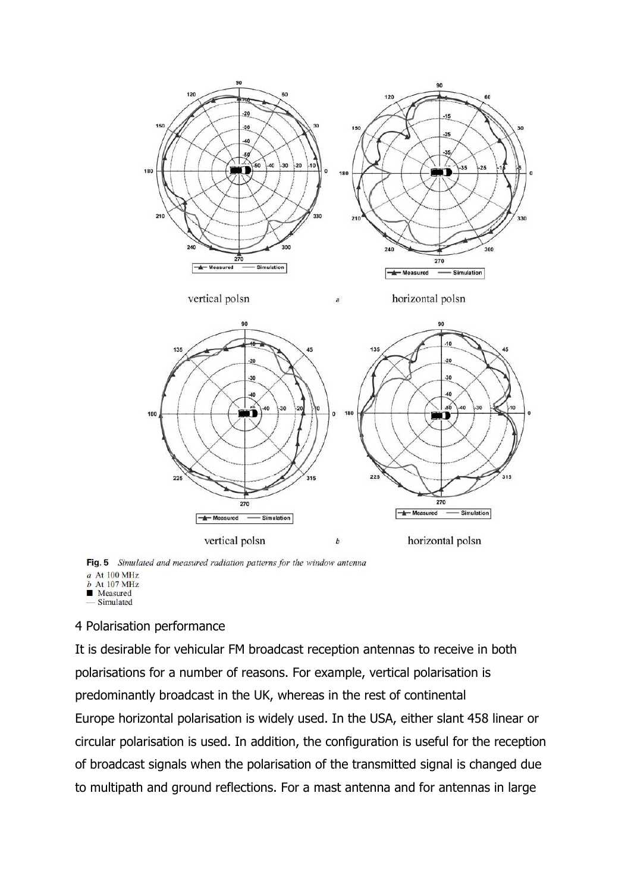vertical polsn a horizontal polsn

Measured Simulation

vertical polsn b horizontal polsn

Measured Simulation

**Fig. 5** *Simulated and measured radiation patterns for the window antenna*

*a* At 100 MHz
*b* At 107 MHz
■ Measured
— Simulated

## 4 Polarisation performance

It is desirable for vehicular FM broadcast reception antennas to receive in both polarisations for a number of reasons. For example, vertical polarisation is predominantly broadcast in the UK, whereas in the rest of continental Europe horizontal polarisation is widely used. In the USA, either slant 458 linear or circular polarisation is used. In addition, the configuration is useful for the reception of broadcast signals when the polarisation of the transmitted signal is changed due to multipath and ground reflections. For a mast antenna and for antennas in large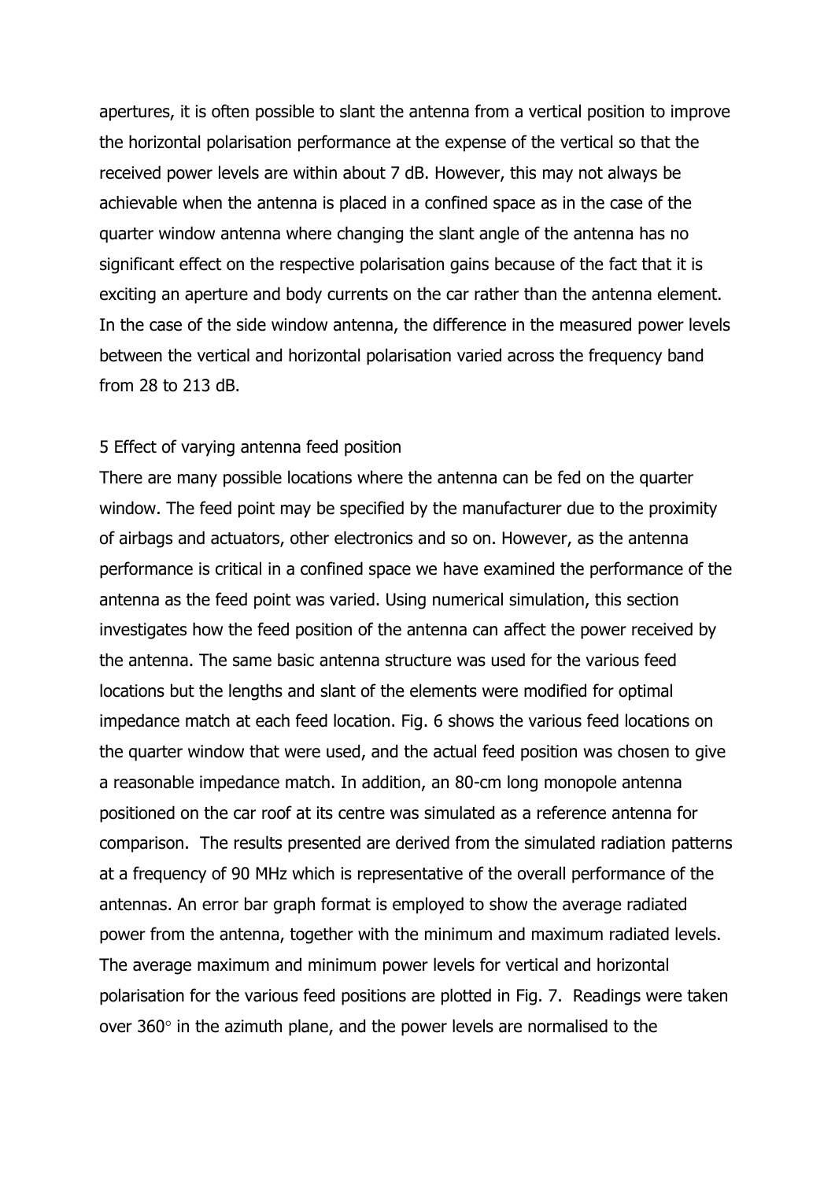apertures, it is often possible to slant the antenna from a vertical position to improve the horizontal polarisation performance at the expense of the vertical so that the received power levels are within about 7 dB. However, this may not always be achievable when the antenna is placed in a confined space as in the case of the quarter window antenna where changing the slant angle of the antenna has no significant effect on the respective polarisation gains because of the fact that it is exciting an aperture and body currents on the car rather than the antenna element. In the case of the side window antenna, the difference in the measured power levels between the vertical and horizontal polarisation varied across the frequency band from 28 to 213 dB.

## 5 Effect of varying antenna feed position

There are many possible locations where the antenna can be fed on the quarter window. The feed point may be specified by the manufacturer due to the proximity of airbags and actuators, other electronics and so on. However, as the antenna performance is critical in a confined space we have examined the performance of the antenna as the feed point was varied. Using numerical simulation, this section investigates how the feed position of the antenna can affect the power received by the antenna. The same basic antenna structure was used for the various feed locations but the lengths and slant of the elements were modified for optimal impedance match at each feed location. Fig. 6 shows the various feed locations on the quarter window that were used, and the actual feed position was chosen to give a reasonable impedance match. In addition, an 80-cm long monopole antenna positioned on the car roof at its centre was simulated as a reference antenna for comparison. The results presented are derived from the simulated radiation patterns at a frequency of 90 MHz which is representative of the overall performance of the antennas. An error bar graph format is employed to show the average radiated power from the antenna, together with the minimum and maximum radiated levels. The average maximum and minimum power levels for vertical and horizontal polarisation for the various feed positions are plotted in Fig. 7. Readings were taken over 360° in the azimuth plane, and the power levels are normalised to the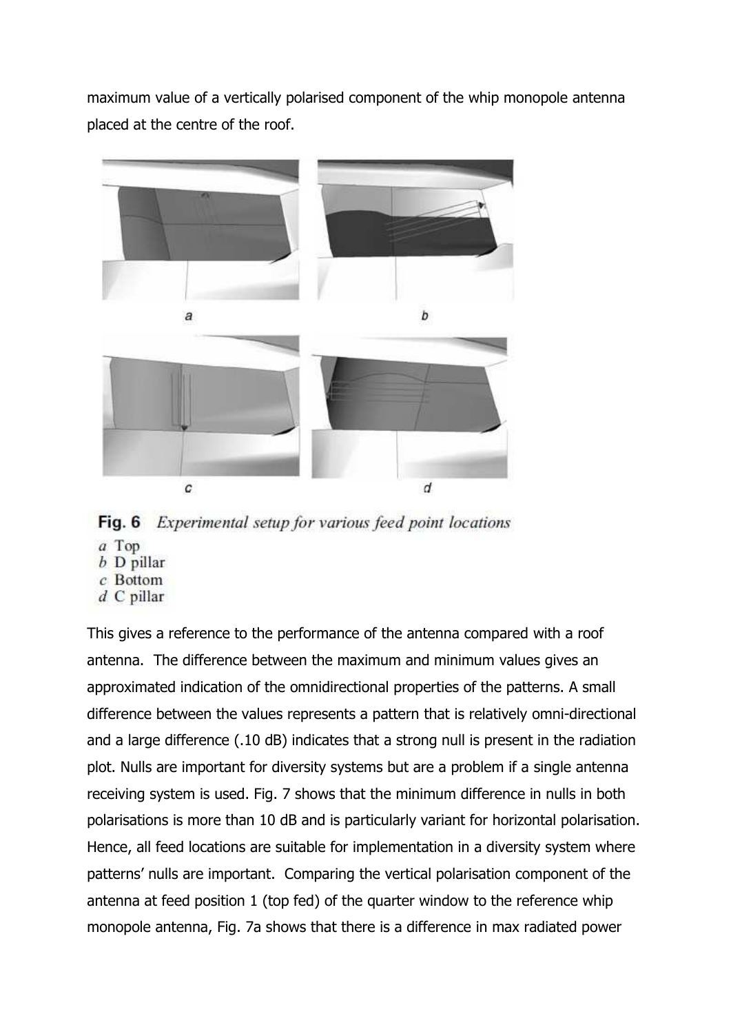maximum value of a vertically polarised component of the whip monopole antenna placed at the centre of the roof.

a

b

c

d

**Fig. 6** *Experimental setup for various feed point locations*

*a* Top
*b* D pillar
*c* Bottom
*d* C pillar

This gives a reference to the performance of the antenna compared with a roof antenna. The difference between the maximum and minimum values gives an approximated indication of the omnidirectional properties of the patterns. A small difference between the values represents a pattern that is relatively omni-directional and a large difference (.10 dB) indicates that a strong null is present in the radiation plot. Nulls are important for diversity systems but are a problem if a single antenna receiving system is used. Fig. 7 shows that the minimum difference in nulls in both polarisations is more than 10 dB and is particularly variant for horizontal polarisation. Hence, all feed locations are suitable for implementation in a diversity system where patterns' nulls are important. Comparing the vertical polarisation component of the antenna at feed position 1 (top fed) of the quarter window to the reference whip monopole antenna, Fig. 7a shows that there is a difference in max radiated power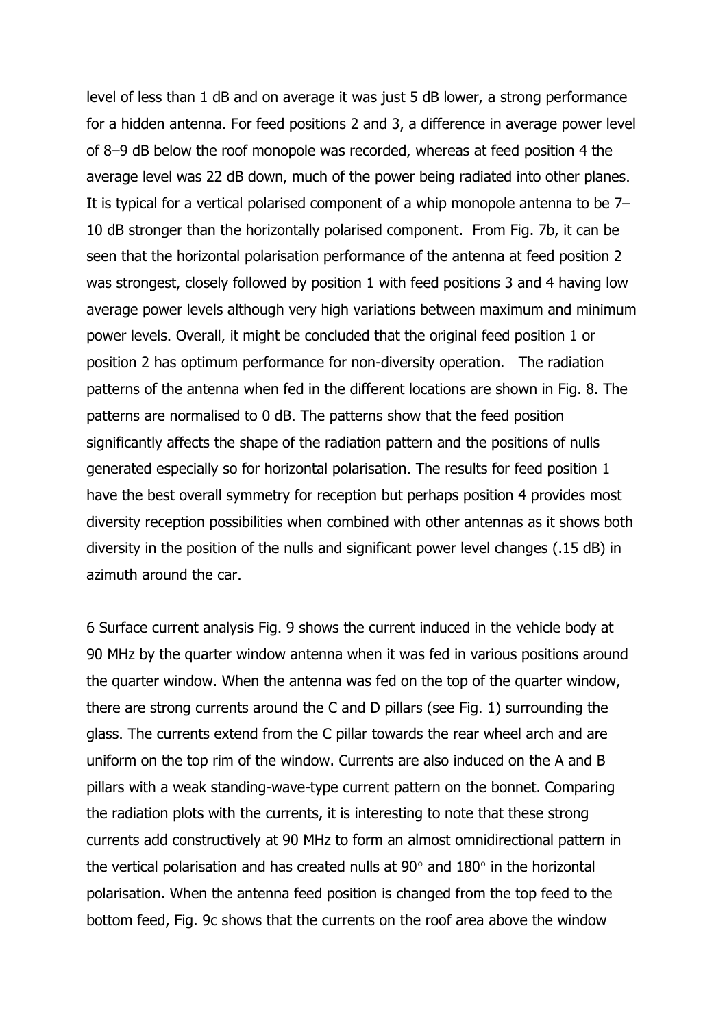level of less than 1 dB and on average it was just 5 dB lower, a strong performance for a hidden antenna. For feed positions 2 and 3, a difference in average power level of 8–9 dB below the roof monopole was recorded, whereas at feed position 4 the average level was 22 dB down, much of the power being radiated into other planes. It is typical for a vertical polarised component of a whip monopole antenna to be 7–10 dB stronger than the horizontally polarised component. From Fig. 7b, it can be seen that the horizontal polarisation performance of the antenna at feed position 2 was strongest, closely followed by position 1 with feed positions 3 and 4 having low average power levels although very high variations between maximum and minimum power levels. Overall, it might be concluded that the original feed position 1 or position 2 has optimum performance for non-diversity operation. The radiation patterns of the antenna when fed in the different locations are shown in Fig. 8. The patterns are normalised to 0 dB. The patterns show that the feed position significantly affects the shape of the radiation pattern and the positions of nulls generated especially so for horizontal polarisation. The results for feed position 1 have the best overall symmetry for reception but perhaps position 4 provides most diversity reception possibilities when combined with other antennas as it shows both diversity in the position of the nulls and significant power level changes (.15 dB) in azimuth around the car.

## 6 Surface current analysis

Fig. 9 shows the current induced in the vehicle body at 90 MHz by the quarter window antenna when it was fed in various positions around the quarter window. When the antenna was fed on the top of the quarter window, there are strong currents around the C and D pillars (see Fig. 1) surrounding the glass. The currents extend from the C pillar towards the rear wheel arch and are uniform on the top rim of the window. Currents are also induced on the A and B pillars with a weak standing-wave-type current pattern on the bonnet. Comparing the radiation plots with the currents, it is interesting to note that these strong currents add constructively at 90 MHz to form an almost omnidirectional pattern in the vertical polarisation and has created nulls at $90^{\circ}$ and $180^{\circ}$ in the horizontal polarisation. When the antenna feed position is changed from the top feed to the bottom feed, Fig. 9c shows that the currents on the roof area above the window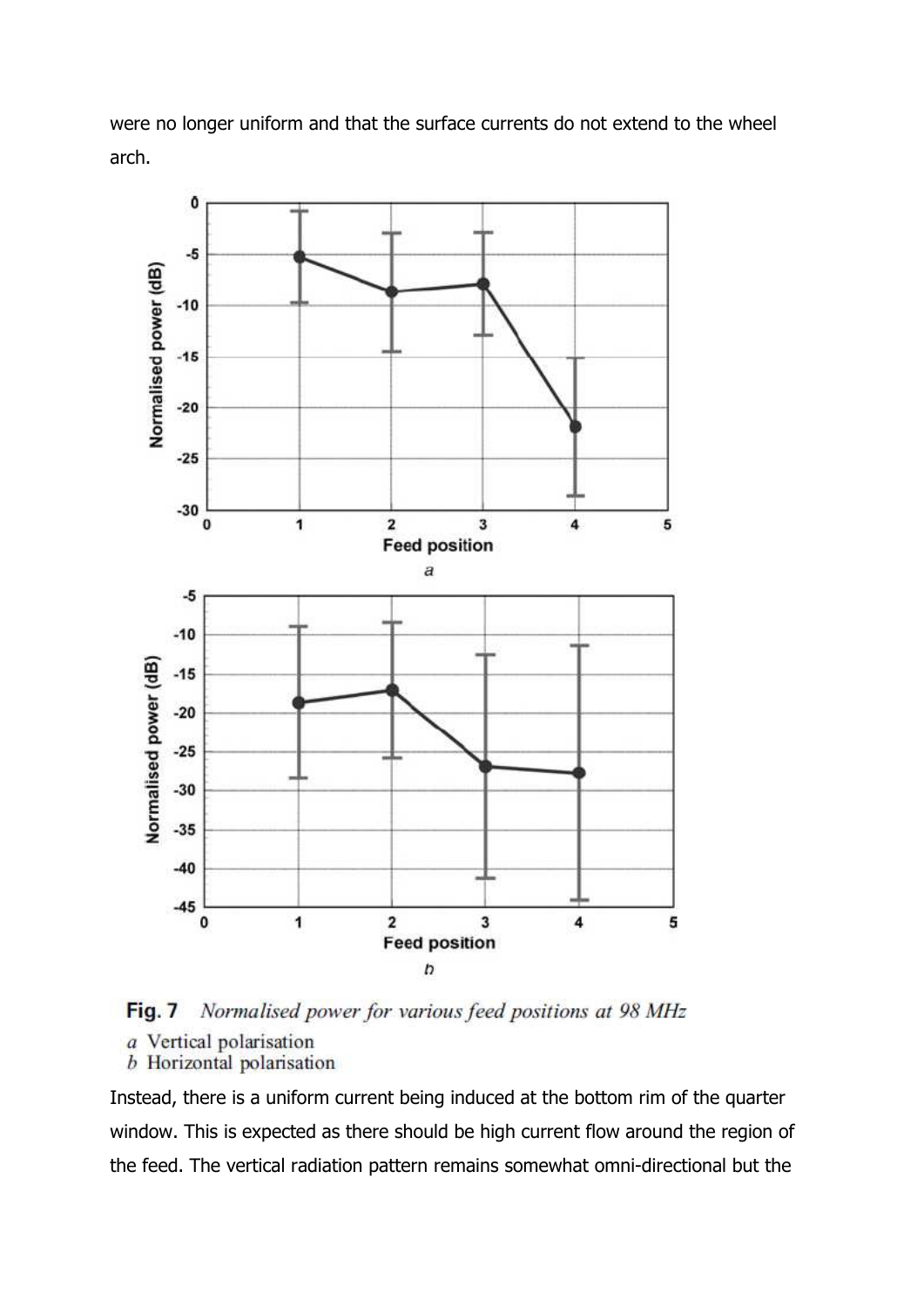were no longer uniform and that the surface currents do not extend to the wheel arch.

0
-5
-10
-15
-20
-25
-30
Normalised power (dB)
0
1
2
3
4
5
Feed position

*a*

-5
-10
-15
-20
-25
-30
-35
-40
-45
Normalised power (dB)
0
1
2
3
4
5
Feed position

*b*

**Fig. 7** *Normalised power for various feed positions at 98 MHz*

*a* Vertical polarisation
*b* Horizontal polarisation

Instead, there is a uniform current being induced at the bottom rim of the quarter window. This is expected as there should be high current flow around the region of the feed. The vertical radiation pattern remains somewhat omni-directional but the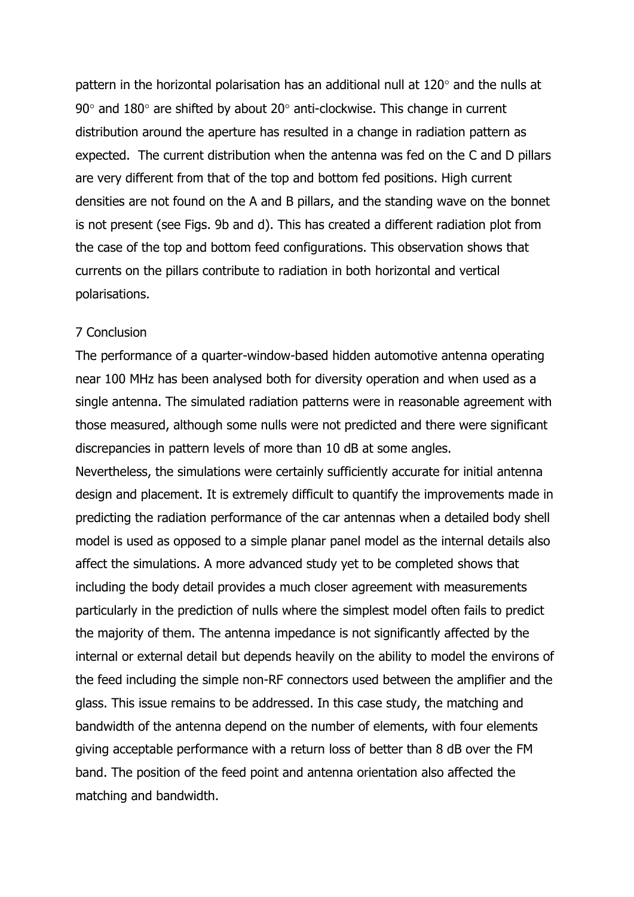pattern in the horizontal polarisation has an additional null at 120° and the nulls at 90° and 180° are shifted by about 20° anti-clockwise. This change in current distribution around the aperture has resulted in a change in radiation pattern as expected. The current distribution when the antenna was fed on the C and D pillars are very different from that of the top and bottom fed positions. High current densities are not found on the A and B pillars, and the standing wave on the bonnet is not present (see Figs. 9b and d). This has created a different radiation plot from the case of the top and bottom feed configurations. This observation shows that currents on the pillars contribute to radiation in both horizontal and vertical polarisations.

## 7 Conclusion

The performance of a quarter-window-based hidden automotive antenna operating near 100 MHz has been analysed both for diversity operation and when used as a single antenna. The simulated radiation patterns were in reasonable agreement with those measured, although some nulls were not predicted and there were significant discrepancies in pattern levels of more than 10 dB at some angles.

Nevertheless, the simulations were certainly sufficiently accurate for initial antenna design and placement. It is extremely difficult to quantify the improvements made in predicting the radiation performance of the car antennas when a detailed body shell model is used as opposed to a simple planar panel model as the internal details also affect the simulations. A more advanced study yet to be completed shows that including the body detail provides a much closer agreement with measurements particularly in the prediction of nulls where the simplest model often fails to predict the majority of them. The antenna impedance is not significantly affected by the internal or external detail but depends heavily on the ability to model the environs of the feed including the simple non-RF connectors used between the amplifier and the glass. This issue remains to be addressed. In this case study, the matching and bandwidth of the antenna depend on the number of elements, with four elements giving acceptable performance with a return loss of better than 8 dB over the FM band. The position of the feed point and antenna orientation also affected the matching and bandwidth.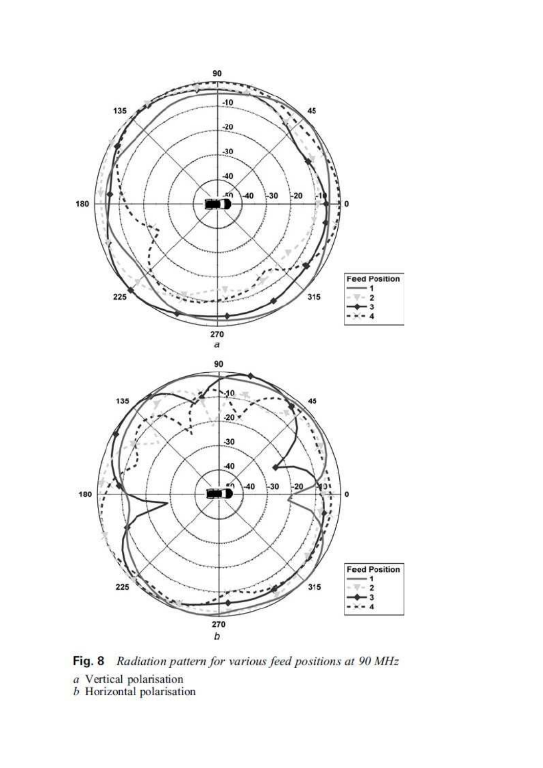90

135

45

-10

-20

-30

-40

180

-50 -40 -30 -20 -10

0

225

315

270

*a*

Feed Position

1

2

3

4

90

135

45

-10

-20

-30

-40

180

-50 -40 -30 -20 -10

0

225

315

270

*b*

Feed Position

1

2

3

4

**Fig. 8** *Radiation pattern for various feed positions at 90 MHz*

*a* Vertical polarisation
*b* Horizontal polarisation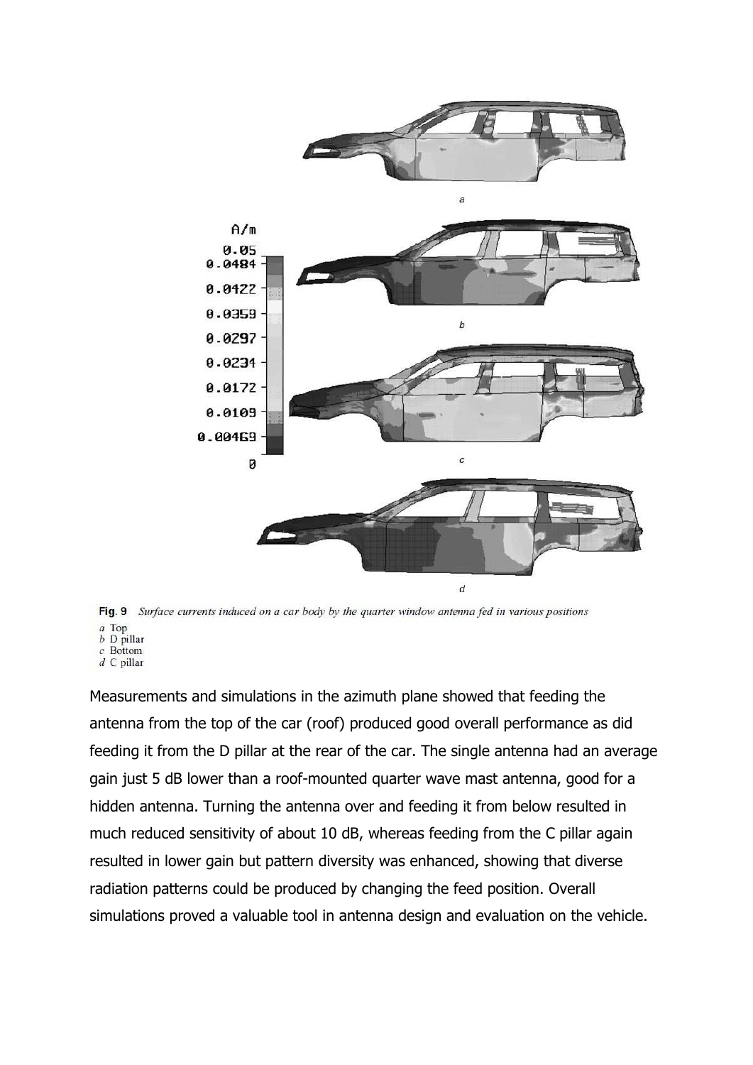A/m

0.05

0.0484

0.0422

0.0359

0.0297

0.0234

0.0172

0.0109

0.00469

0

a

b

c

d

**Fig. 9** *Surface currents induced on a car body by the quarter window antenna fed in various positions*

*a* Top
*b* D pillar
*c* Bottom
*d* C pillar

Measurements and simulations in the azimuth plane showed that feeding the antenna from the top of the car (roof) produced good overall performance as did feeding it from the D pillar at the rear of the car. The single antenna had an average gain just 5 dB lower than a roof-mounted quarter wave mast antenna, good for a hidden antenna. Turning the antenna over and feeding it from below resulted in much reduced sensitivity of about 10 dB, whereas feeding from the C pillar again resulted in lower gain but pattern diversity was enhanced, showing that diverse radiation patterns could be produced by changing the feed position. Overall simulations proved a valuable tool in antenna design and evaluation on the vehicle.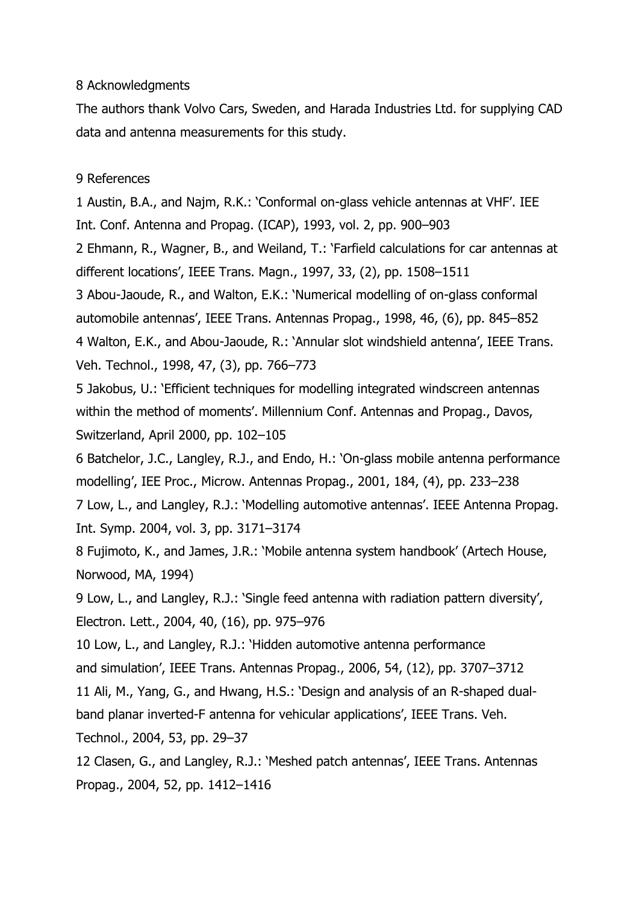## 8 Acknowledgments

The authors thank Volvo Cars, Sweden, and Harada Industries Ltd. for supplying CAD data and antenna measurements for this study.

## 9 References

1 Austin, B.A., and Najm, R.K.: 'Conformal on-glass vehicle antennas at VHF'. IEE Int. Conf. Antenna and Propag. (ICAP), 1993, vol. 2, pp. 900–903

2 Ehmann, R., Wagner, B., and Weiland, T.: 'Farfield calculations for car antennas at different locations', IEEE Trans. Magn., 1997, 33, (2), pp. 1508–1511

3 Abou-Jaoude, R., and Walton, E.K.: 'Numerical modelling of on-glass conformal automobile antennas', IEEE Trans. Antennas Propag., 1998, 46, (6), pp. 845–852

4 Walton, E.K., and Abou-Jaoude, R.: 'Annular slot windshield antenna', IEEE Trans. Veh. Technol., 1998, 47, (3), pp. 766–773

5 Jakobus, U.: 'Efficient techniques for modelling integrated windscreen antennas within the method of moments'. Millennium Conf. Antennas and Propag., Davos, Switzerland, April 2000, pp. 102–105

6 Batchelor, J.C., Langley, R.J., and Endo, H.: 'On-glass mobile antenna performance modelling', IEE Proc., Microw. Antennas Propag., 2001, 184, (4), pp. 233–238

7 Low, L., and Langley, R.J.: 'Modelling automotive antennas'. IEEE Antenna Propag. Int. Symp. 2004, vol. 3, pp. 3171–3174

8 Fujimoto, K., and James, J.R.: 'Mobile antenna system handbook' (Artech House, Norwood, MA, 1994)

9 Low, L., and Langley, R.J.: 'Single feed antenna with radiation pattern diversity', Electron. Lett., 2004, 40, (16), pp. 975–976

10 Low, L., and Langley, R.J.: 'Hidden automotive antenna performance and simulation', IEEE Trans. Antennas Propag., 2006, 54, (12), pp. 3707–3712

11 Ali, M., Yang, G., and Hwang, H.S.: 'Design and analysis of an R-shaped dual-band planar inverted-F antenna for vehicular applications', IEEE Trans. Veh. Technol., 2004, 53, pp. 29–37

12 Clasen, G., and Langley, R.J.: 'Meshed patch antennas', IEEE Trans. Antennas Propag., 2004, 52, pp. 1412–1416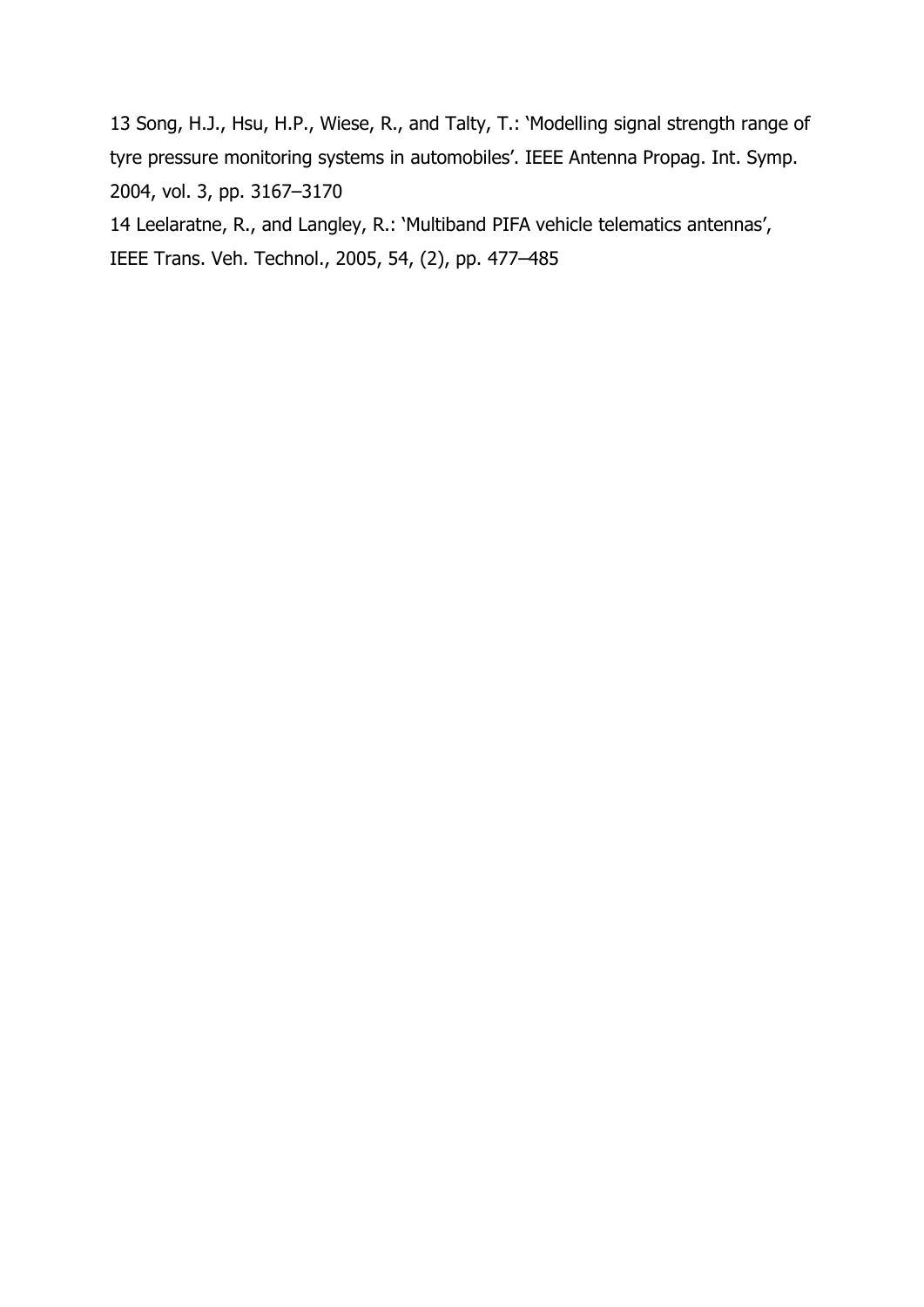13 Song, H.J., Hsu, H.P., Wiese, R., and Talty, T.: 'Modelling signal strength range of tyre pressure monitoring systems in automobiles'. IEEE Antenna Propag. Int. Symp. 2004, vol. 3, pp. 3167–3170

14 Leelaratne, R., and Langley, R.: 'Multiband PIFA vehicle telematics antennas', IEEE Trans. Veh. Technol., 2005, 54, (2), pp. 477–485